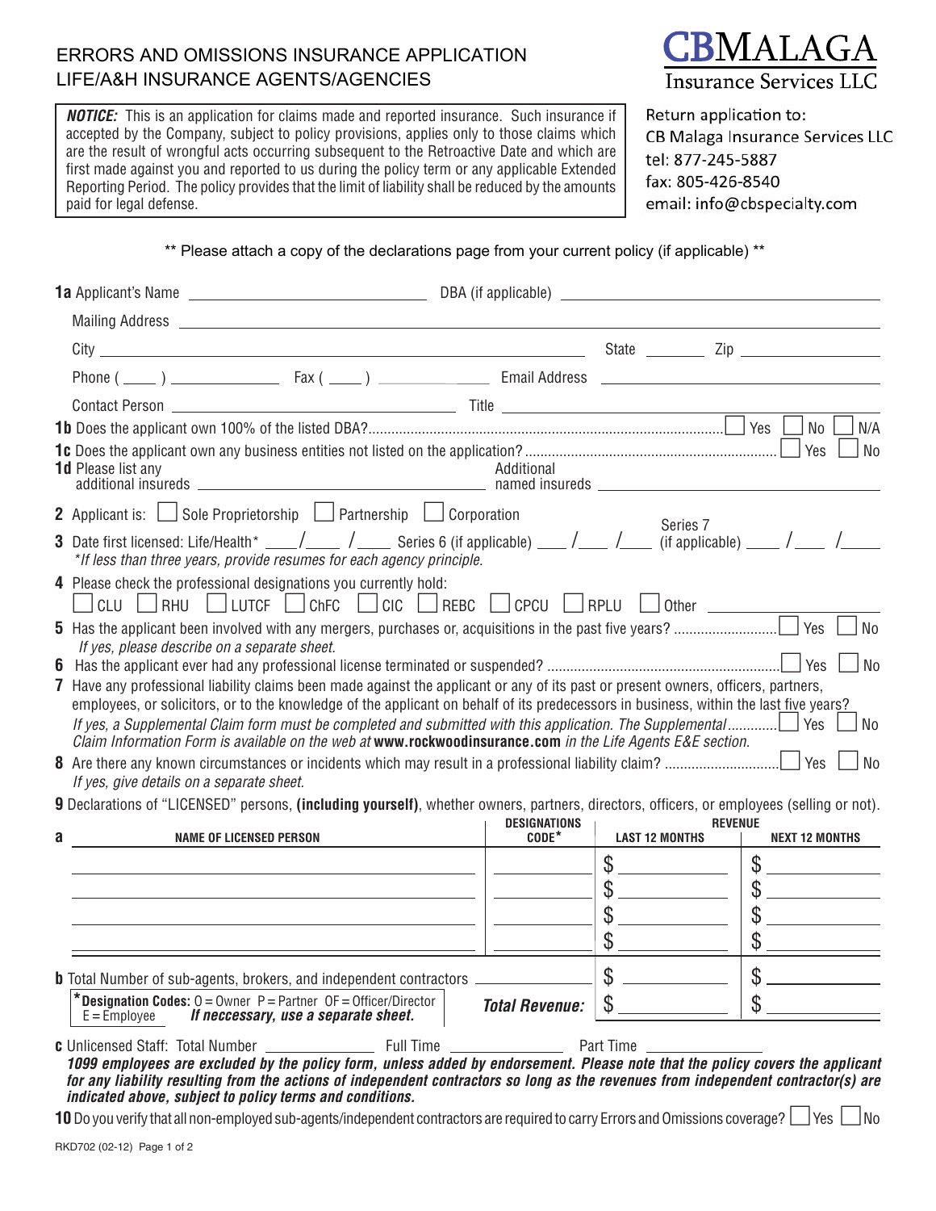# ERRORS AND OMISSIONS INSURANCE APPLICATION
## LIFE/A&H INSURANCE AGENTS/AGENCIES

**CBMALAGA**
Insurance Services LLC

***NOTICE:*** This is an application for claims made and reported insurance. Such insurance if accepted by the Company, subject to policy provisions, applies only to those claims which are the result of wrongful acts occurring subsequent to the Retroactive Date and which are first made against you and reported to us during the policy term or any applicable Extended Reporting Period. The policy provides that the limit of liability shall be reduced by the amounts paid for legal defense.

Return application to:
CB Malaga Insurance Services LLC
tel: 877-245-5887
fax: 805-426-8540
email: info@cbspecialty.com

\*\* Please attach a copy of the declarations page from your current policy (if applicable) \*\*

**1a** Applicant's Name ______________________ DBA (if applicable) ______________________

Mailing Address ____________________________________________

City ______________________ State ________ Zip ______________

Phone ( ____ ) ______________ Fax ( ____ ) ______________ Email Address ______________________

Contact Person ______________________ Title ______________________

**1b** Does the applicant own 100% of the listed DBA? ☐ Yes ☐ No ☐ N/A

**1c** Does the applicant own any business entities not listed on the application? ☐ Yes ☐ No

**1d** Please list any additional insureds ______________________ Additional named insureds ______________________

**2** Applicant is: ☐ Sole Proprietorship ☐ Partnership ☐ Corporation

**3** Date first licensed: Life/Health\* ____/____ /____ Series 6 (if applicable) ____ /____ /____ Series 7 (if applicable) ____ /____ /____

*\*If less than three years, provide resumes for each agency principle.*

**4** Please check the professional designations you currently hold:
☐ CLU ☐ RHU ☐ LUTCF ☐ ChFC ☐ CIC ☐ REBC ☐ CPCU ☐ RPLU ☐ Other ______________

**5** Has the applicant been involved with any mergers, purchases or, acquisitions in the past five years? ☐ Yes ☐ No
*If yes, please describe on a separate sheet.*

**6** Has the applicant ever had any professional license terminated or suspended? ☐ Yes ☐ No

**7** Have any professional liability claims been made against the applicant or any of its past or present owners, officers, partners, employees, or solicitors, or to the knowledge of the applicant on behalf of its predecessors in business, within the last five years? ☐ Yes ☐ No
*If yes, a Supplemental Claim form must be completed and submitted with this application. The Supplemental Claim Information Form is available on the web at* **www.rockwoodinsurance.com** *in the Life Agents E&E section.*

**8** Are there any known circumstances or incidents which may result in a professional liability claim? ☐ Yes ☐ No
*If yes, give details on a separate sheet.*

**9** Declarations of "LICENSED" persons, **(including yourself)**, whether owners, partners, directors, officers, or employees (selling or not).

**a**

| NAME OF LICENSED PERSON | DESIGNATIONS CODE\* | REVENUE LAST 12 MONTHS | REVENUE NEXT 12 MONTHS |
|---|---|---|---|
| | | $ | $ |
| | | $ | $ |
| | | $ | $ |
| | | $ | $ |
| **b** Total Number of sub-agents, brokers, and independent contractors | | $ | $ |
| **\*Designation Codes:** O = Owner P = Partner OF = Officer/Director E = Employee ***If neccessary, use a separate sheet.*** | ***Total Revenue:*** | $ | $ |

**c** Unlicensed Staff: Total Number ____________ Full Time ____________ Part Time ____________

***1099 employees are excluded by the policy form, unless added by endorsement. Please note that the policy covers the applicant for any liability resulting from the actions of independent contractors so long as the revenues from independent contractor(s) are indicated above, subject to policy terms and conditions.***

**10** Do you verify that all non-employed sub-agents/independent contractors are required to carry Errors and Omissions coverage? ☐ Yes ☐ No

RKD702 (02-12)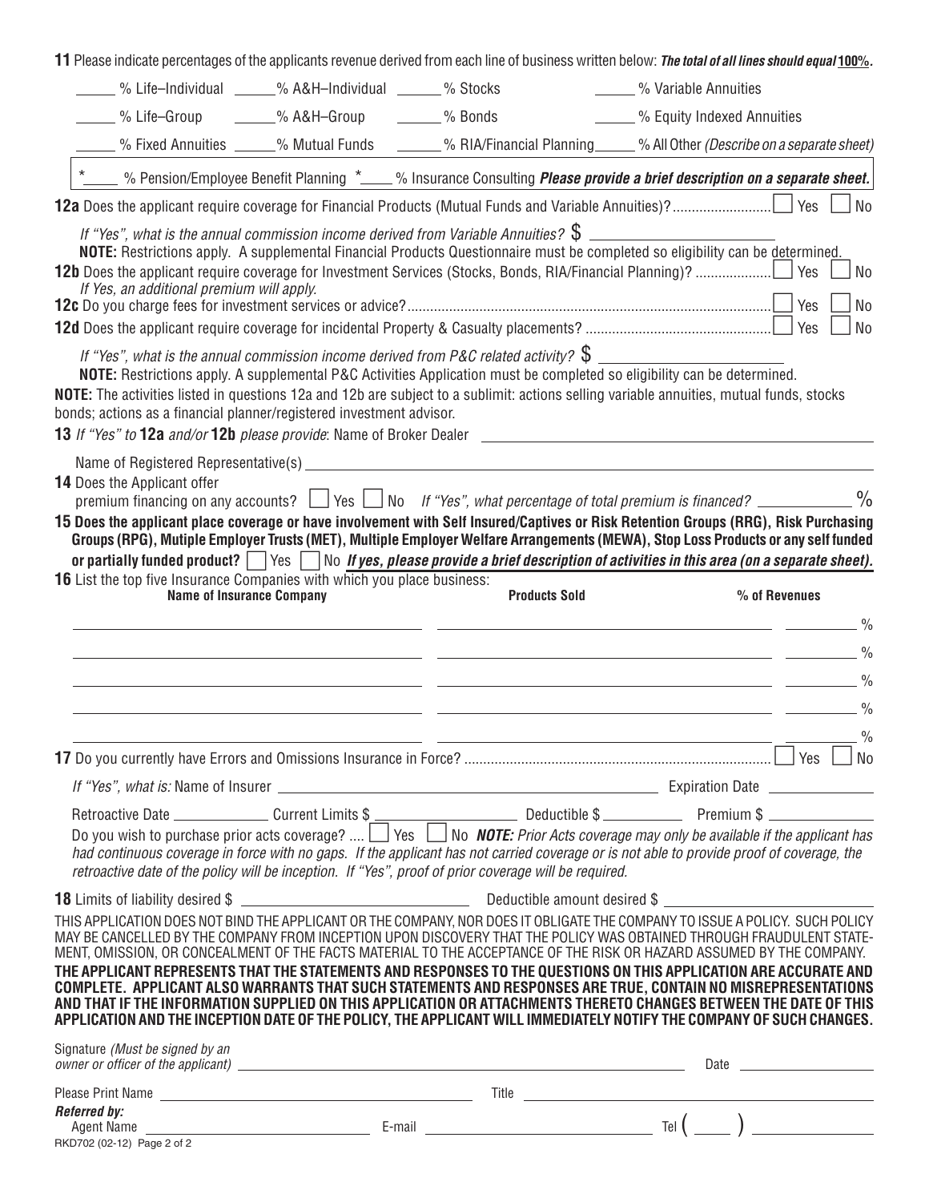**11** Please indicate percentages of the applicants revenue derived from each line of business written below: ***The total of all lines should equal 100%.***

_____ % Life–Individual _____% A&H–Individual ______% Stocks _____% Variable Annuities

_____ % Life–Group _____% A&H–Group ______% Bonds _____% Equity Indexed Annuities

_____ % Fixed Annuities _____% Mutual Funds ______% RIA/Financial Planning_____ % All Other *(Describe on a separate sheet)*

*_____ % Pension/Employee Benefit Planning *____ % Insurance Consulting ***Please provide a brief description on a separate sheet.***

**12a** Does the applicant require coverage for Financial Products (Mutual Funds and Variable Annuities)? ☐ Yes ☐ No

*If "Yes", what is the annual commission income derived from Variable Annuities?* $ ____________

**NOTE:** Restrictions apply. A supplemental Financial Products Questionnaire must be completed so eligibility can be determined.

**12b** Does the applicant require coverage for Investment Services (Stocks, Bonds, RIA/Financial Planning)? ☐ Yes ☐ No

*If Yes, an additional premium will apply.*

**12c** Do you charge fees for investment services or advice? ☐ Yes ☐ No

**12d** Does the applicant require coverage for incidental Property & Casualty placements? ☐ Yes ☐ No

*If "Yes", what is the annual commission income derived from P&C related activity?* $ ____________

**NOTE:** Restrictions apply. A supplemental P&C Activities Application must be completed so eligibility can be determined.

**NOTE:** The activities listed in questions 12a and 12b are subject to a sublimit: actions selling variable annuities, mutual funds, stocks bonds; actions as a financial planner/registered investment advisor.

**13** *If "Yes" to* **12a** *and/or* **12b** *please provide*: Name of Broker Dealer ____________

Name of Registered Representative(s) ____________

**14** Does the Applicant offer premium financing on any accounts? ☐ Yes ☐ No *If "Yes", what percentage of total premium is financed?* ________ %

**15 Does the applicant place coverage or have involvement with Self Insured/Captives or Risk Retention Groups (RRG), Risk Purchasing Groups (RPG), Mutiple Employer Trusts (MET), Multiple Employer Welfare Arrangements (MEWA), Stop Loss Products or any self funded or partially funded product?** ☐ Yes ☐ No ***If yes, please provide a brief description of activities in this area (on a separate sheet).***

**16** List the top five Insurance Companies with which you place business:

| Name of Insurance Company | Products Sold | % of Revenues |
|---|---|---|
| | | % |
| | | % |
| | | % |
| | | % |
| | | % |

**17** Do you currently have Errors and Omissions Insurance in Force? ☐ Yes ☐ No

*If "Yes", what is:* Name of Insurer ____________ Expiration Date ____________

Retroactive Date ____________ Current Limits $ ____________ Deductible $ ____________ Premium $ ____________

Do you wish to purchase prior acts coverage? ☐ Yes ☐ No ***NOTE:*** *Prior Acts coverage may only be available if the applicant has had continuous coverage in force with no gaps. If the applicant has not carried coverage or is not able to provide proof of coverage, the retroactive date of the policy will be inception. If "Yes", proof of prior coverage will be required.*

**18** Limits of liability desired $ ____________ Deductible amount desired $ ____________

THIS APPLICATION DOES NOT BIND THE APPLICANT OR THE COMPANY, NOR DOES IT OBLIGATE THE COMPANY TO ISSUE A POLICY. SUCH POLICY MAY BE CANCELLED BY THE COMPANY FROM INCEPTION UPON DISCOVERY THAT THE POLICY WAS OBTAINED THROUGH FRAUDULENT STATEMENT, OMISSION, OR CONCEALMENT OF THE FACTS MATERIAL TO THE ACCEPTANCE OF THE RISK OR HAZARD ASSUMED BY THE COMPANY.

**THE APPLICANT REPRESENTS THAT THE STATEMENTS AND RESPONSES TO THE QUESTIONS ON THIS APPLICATION ARE ACCURATE AND COMPLETE. APPLICANT ALSO WARRANTS THAT SUCH STATEMENTS AND RESPONSES ARE TRUE, CONTAIN NO MISREPRESENTATIONS AND THAT IF THE INFORMATION SUPPLIED ON THIS APPLICATION OR ATTACHMENTS THERETO CHANGES BETWEEN THE DATE OF THIS APPLICATION AND THE INCEPTION DATE OF THE POLICY, THE APPLICANT WILL IMMEDIATELY NOTIFY THE COMPANY OF SUCH CHANGES.**

Signature *(Must be signed by an owner or officer of the applicant)* ____________ Date ____________

Please Print Name ____________ Title ____________

***Referred by:***
Agent Name ____________ E-mail ____________ Tel ( ) ____________

RKD702 (02-12)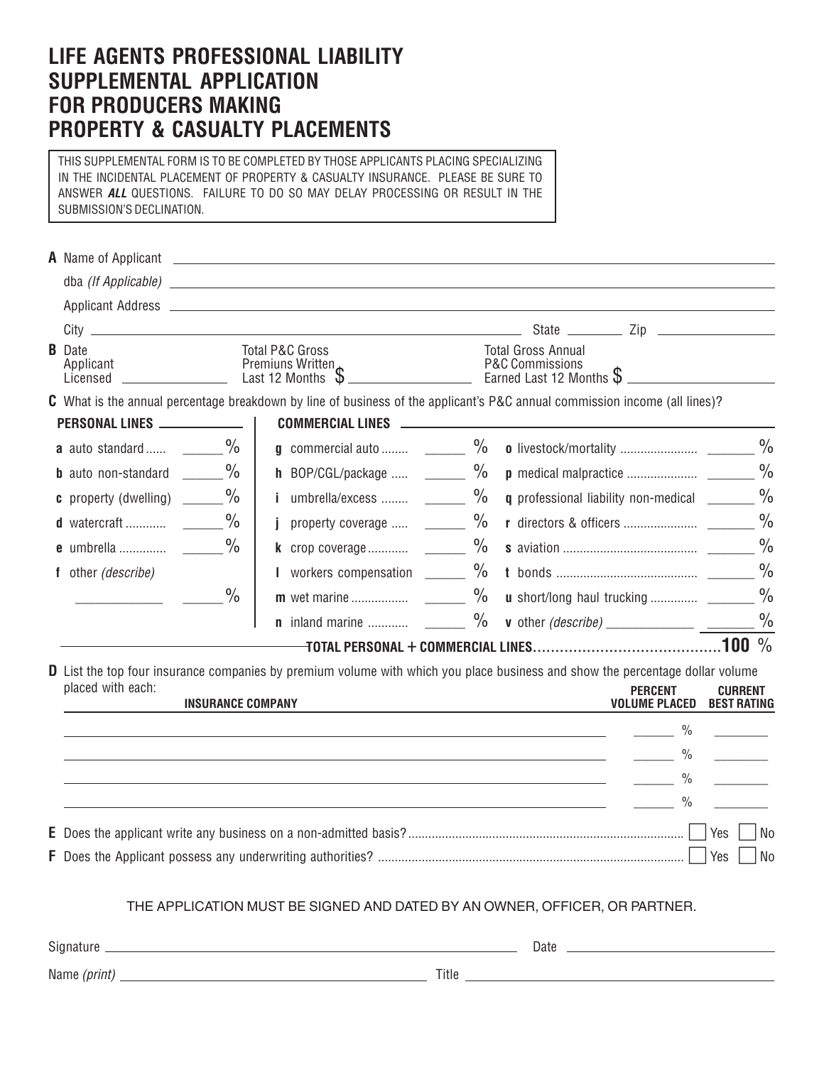# LIFE AGENTS PROFESSIONAL LIABILITY SUPPLEMENTAL APPLICATION FOR PRODUCERS MAKING PROPERTY & CASUALTY PLACEMENTS

THIS SUPPLEMENTAL FORM IS TO BE COMPLETED BY THOSE APPLICANTS PLACING SPECIALIZING IN THE INCIDENTAL PLACEMENT OF PROPERTY & CASUALTY INSURANCE. PLEASE BE SURE TO ANSWER ***ALL*** QUESTIONS. FAILURE TO DO SO MAY DELAY PROCESSING OR RESULT IN THE SUBMISSION'S DECLINATION.

**A** Name of Applicant ______________________________

dba *(If Applicable)* ______________________________

Applicant Address ______________________________

City ______________________________ State ________ Zip ______________

**B** Date Applicant Licensed ______________ Total P&C Gross Premiums Written Last 12 Months $______________ Total Gross Annual P&C Commissions Earned Last 12 Months $______________

**C** What is the annual percentage breakdown by line of business of the applicant's P&C annual commission income (all lines)?

| PERSONAL LINES | | COMMERCIAL LINES | | | |
|---|---|---|---|---|---|
| **a** auto standard | ____% | **g** commercial auto | ____% | **o** livestock/mortality | ____% |
| **b** auto non-standard | ____% | **h** BOP/CGL/package | ____% | **p** medical malpractice | ____% |
| **c** property (dwelling) | ____% | **i** umbrella/excess | ____% | **q** professional liability non-medical | ____% |
| **d** watercraft | ____% | **j** property coverage | ____% | **r** directors & officers | ____% |
| **e** umbrella | ____% | **k** crop coverage | ____% | **s** aviation | ____% |
| **f** other *(describe)* | | **l** workers compensation | ____% | **t** bonds | ____% |
| ____________ | ____% | **m** wet marine | ____% | **u** short/long haul trucking | ____% |
| | | **n** inland marine | ____% | **v** other *(describe)* ____________ | ____% |

**TOTAL PERSONAL + COMMERCIAL LINES....................100 %**

**D** List the top four insurance companies by premium volume with which you place business and show the percentage dollar volume placed with each:

| INSURANCE COMPANY | PERCENT VOLUME PLACED | CURRENT BEST RATING |
|---|---|---|
| | ____% | |
| | ____% | |
| | ____% | |
| | ____% | |

**E** Does the applicant write any business on a non-admitted basis? ☐ Yes ☐ No

**F** Does the Applicant possess any underwriting authorities? ☐ Yes ☐ No

THE APPLICATION MUST BE SIGNED AND DATED BY AN OWNER, OFFICER, OR PARTNER.

Signature ______________________________ Date ______________________________

Name *(print)* ______________________________ Title ______________________________